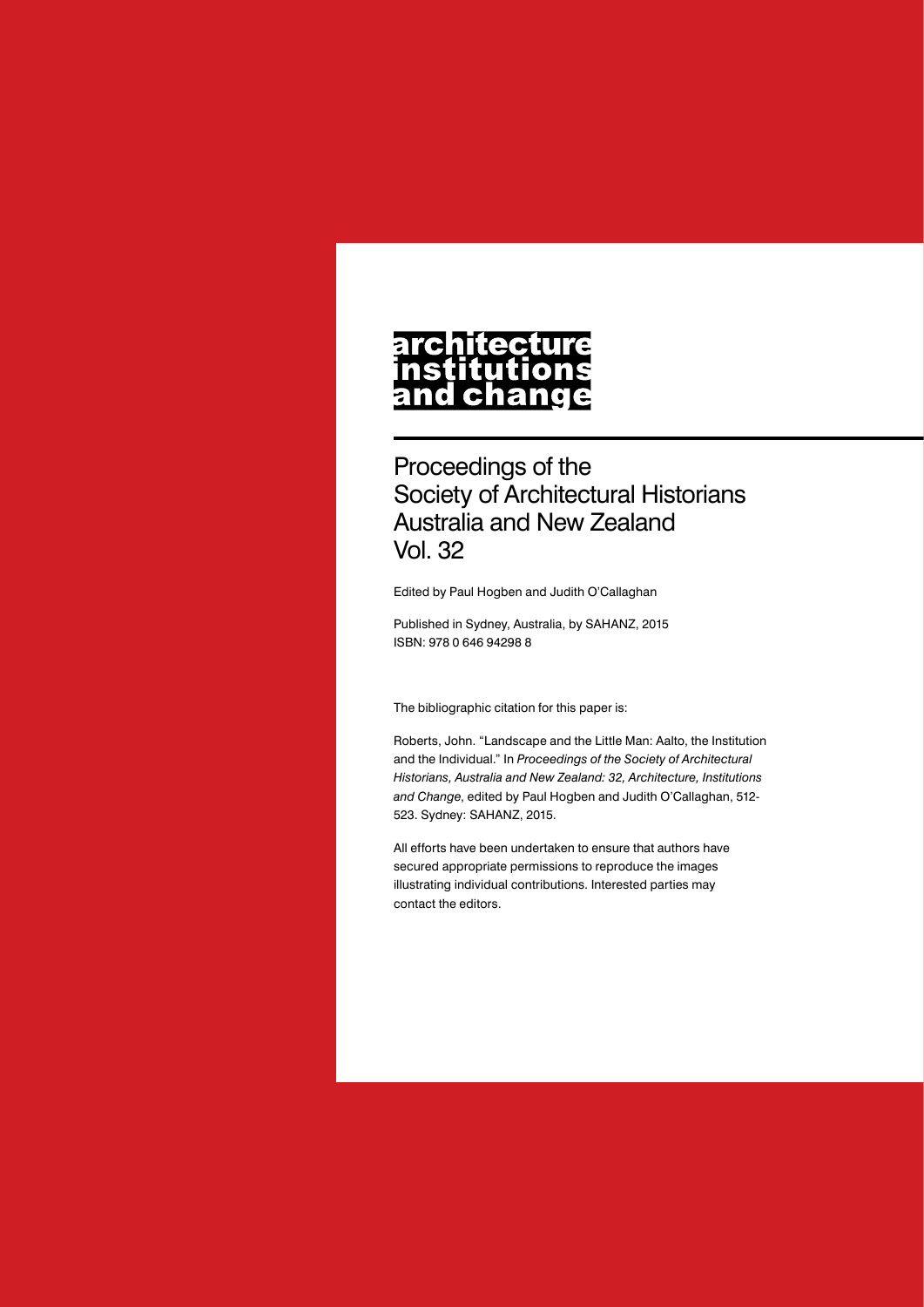# architecture institutions and change

Proceedings of the
Society of Architectural Historians
Australia and New Zealand
Vol. 32

Edited by Paul Hogben and Judith O'Callaghan

Published in Sydney, Australia, by SAHANZ, 2015
ISBN: 978 0 646 94298 8

The bibliographic citation for this paper is:

Roberts, John. "Landscape and the Little Man: Aalto, the Institution and the Individual." In *Proceedings of the Society of Architectural Historians, Australia and New Zealand: 32, Architecture, Institutions and Change*, edited by Paul Hogben and Judith O'Callaghan, 512-523. Sydney: SAHANZ, 2015.

All efforts have been undertaken to ensure that authors have secured appropriate permissions to reproduce the images illustrating individual contributions. Interested parties may contact the editors.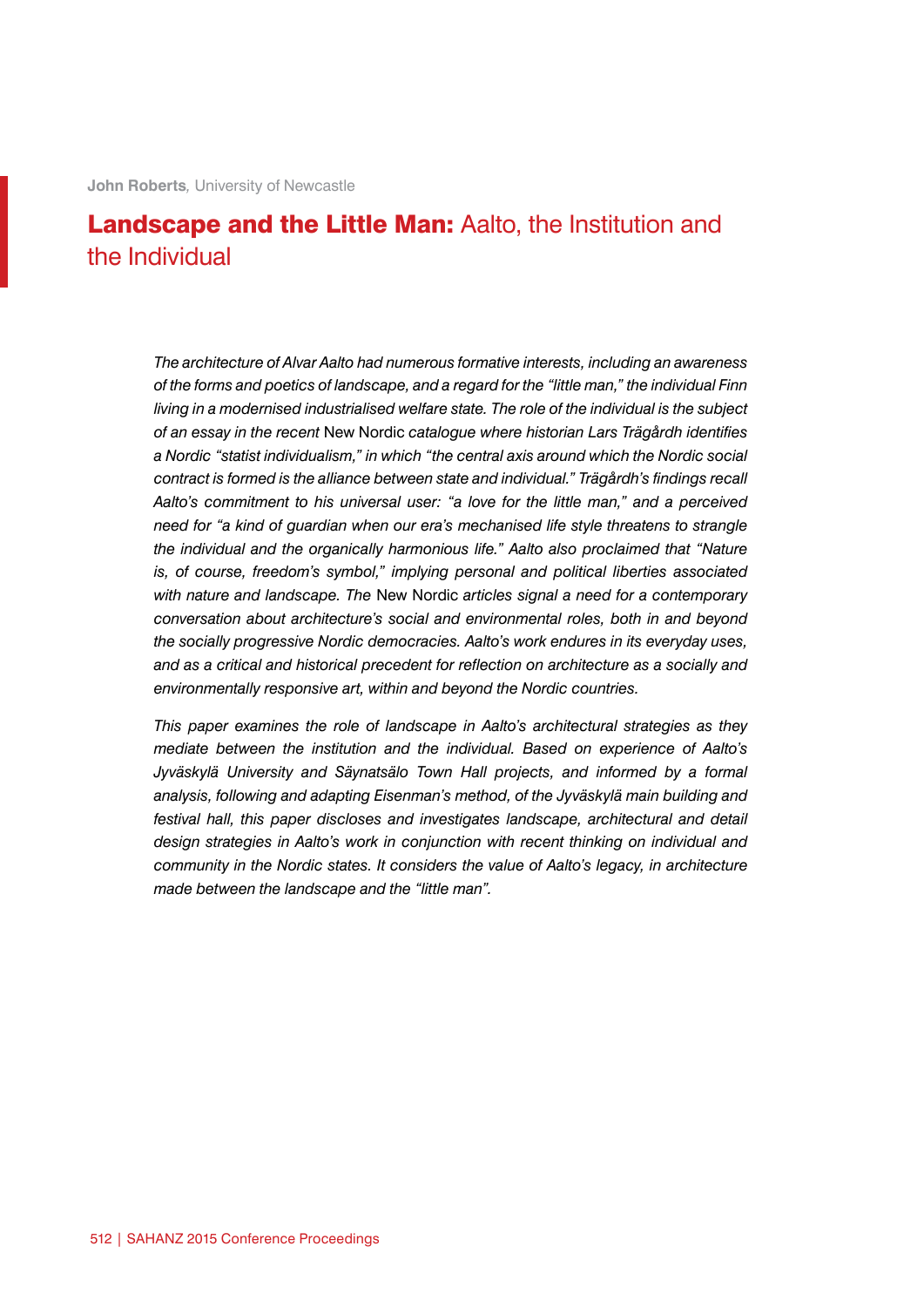**John Roberts**, University of Newcastle

# **Landscape and the Little Man:** Aalto, the Institution and the Individual

*The architecture of Alvar Aalto had numerous formative interests, including an awareness of the forms and poetics of landscape, and a regard for the "little man," the individual Finn living in a modernised industrialised welfare state. The role of the individual is the subject of an essay in the recent* New Nordic *catalogue where historian Lars Trägårdh identifies a Nordic "statist individualism," in which "the central axis around which the Nordic social contract is formed is the alliance between state and individual." Trägårdh's findings recall Aalto's commitment to his universal user: "a love for the little man," and a perceived need for "a kind of guardian when our era's mechanised life style threatens to strangle the individual and the organically harmonious life." Aalto also proclaimed that "Nature is, of course, freedom's symbol," implying personal and political liberties associated with nature and landscape. The* New Nordic *articles signal a need for a contemporary conversation about architecture's social and environmental roles, both in and beyond the socially progressive Nordic democracies. Aalto's work endures in its everyday uses, and as a critical and historical precedent for reflection on architecture as a socially and environmentally responsive art, within and beyond the Nordic countries.*

*This paper examines the role of landscape in Aalto's architectural strategies as they mediate between the institution and the individual. Based on experience of Aalto's Jyväskylä University and Säynatsälo Town Hall projects, and informed by a formal analysis, following and adapting Eisenman's method, of the Jyväskylä main building and festival hall, this paper discloses and investigates landscape, architectural and detail design strategies in Aalto's work in conjunction with recent thinking on individual and community in the Nordic states. It considers the value of Aalto's legacy, in architecture made between the landscape and the "little man".*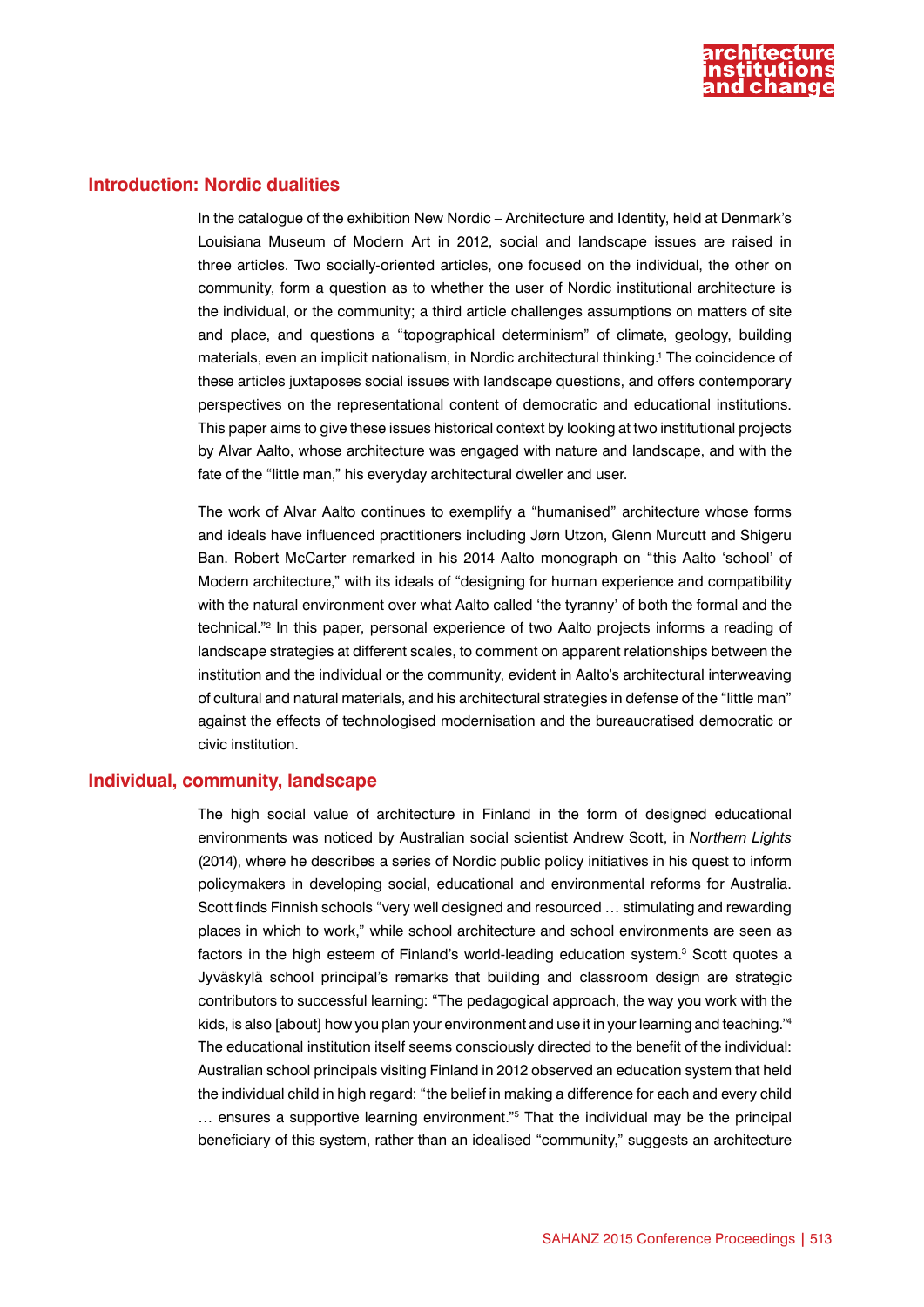## Introduction: Nordic dualities

In the catalogue of the exhibition New Nordic – Architecture and Identity, held at Denmark's Louisiana Museum of Modern Art in 2012, social and landscape issues are raised in three articles. Two socially-oriented articles, one focused on the individual, the other on community, form a question as to whether the user of Nordic institutional architecture is the individual, or the community; a third article challenges assumptions on matters of site and place, and questions a "topographical determinism" of climate, geology, building materials, even an implicit nationalism, in Nordic architectural thinking.[1] The coincidence of these articles juxtaposes social issues with landscape questions, and offers contemporary perspectives on the representational content of democratic and educational institutions. This paper aims to give these issues historical context by looking at two institutional projects by Alvar Aalto, whose architecture was engaged with nature and landscape, and with the fate of the "little man," his everyday architectural dweller and user.

The work of Alvar Aalto continues to exemplify a "humanised" architecture whose forms and ideals have influenced practitioners including Jørn Utzon, Glenn Murcutt and Shigeru Ban. Robert McCarter remarked in his 2014 Aalto monograph on "this Aalto 'school' of Modern architecture," with its ideals of "designing for human experience and compatibility with the natural environment over what Aalto called 'the tyranny' of both the formal and the technical."[2] In this paper, personal experience of two Aalto projects informs a reading of landscape strategies at different scales, to comment on apparent relationships between the institution and the individual or the community, evident in Aalto's architectural interweaving of cultural and natural materials, and his architectural strategies in defense of the "little man" against the effects of technologised modernisation and the bureaucratised democratic or civic institution.

## Individual, community, landscape

The high social value of architecture in Finland in the form of designed educational environments was noticed by Australian social scientist Andrew Scott, in *Northern Lights* (2014), where he describes a series of Nordic public policy initiatives in his quest to inform policymakers in developing social, educational and environmental reforms for Australia. Scott finds Finnish schools "very well designed and resourced … stimulating and rewarding places in which to work," while school architecture and school environments are seen as factors in the high esteem of Finland's world-leading education system.[3] Scott quotes a Jyväskylä school principal's remarks that building and classroom design are strategic contributors to successful learning: "The pedagogical approach, the way you work with the kids, is also [about] how you plan your environment and use it in your learning and teaching."[4] The educational institution itself seems consciously directed to the benefit of the individual: Australian school principals visiting Finland in 2012 observed an education system that held the individual child in high regard: "the belief in making a difference for each and every child … ensures a supportive learning environment."[5] That the individual may be the principal beneficiary of this system, rather than an idealised "community," suggests an architecture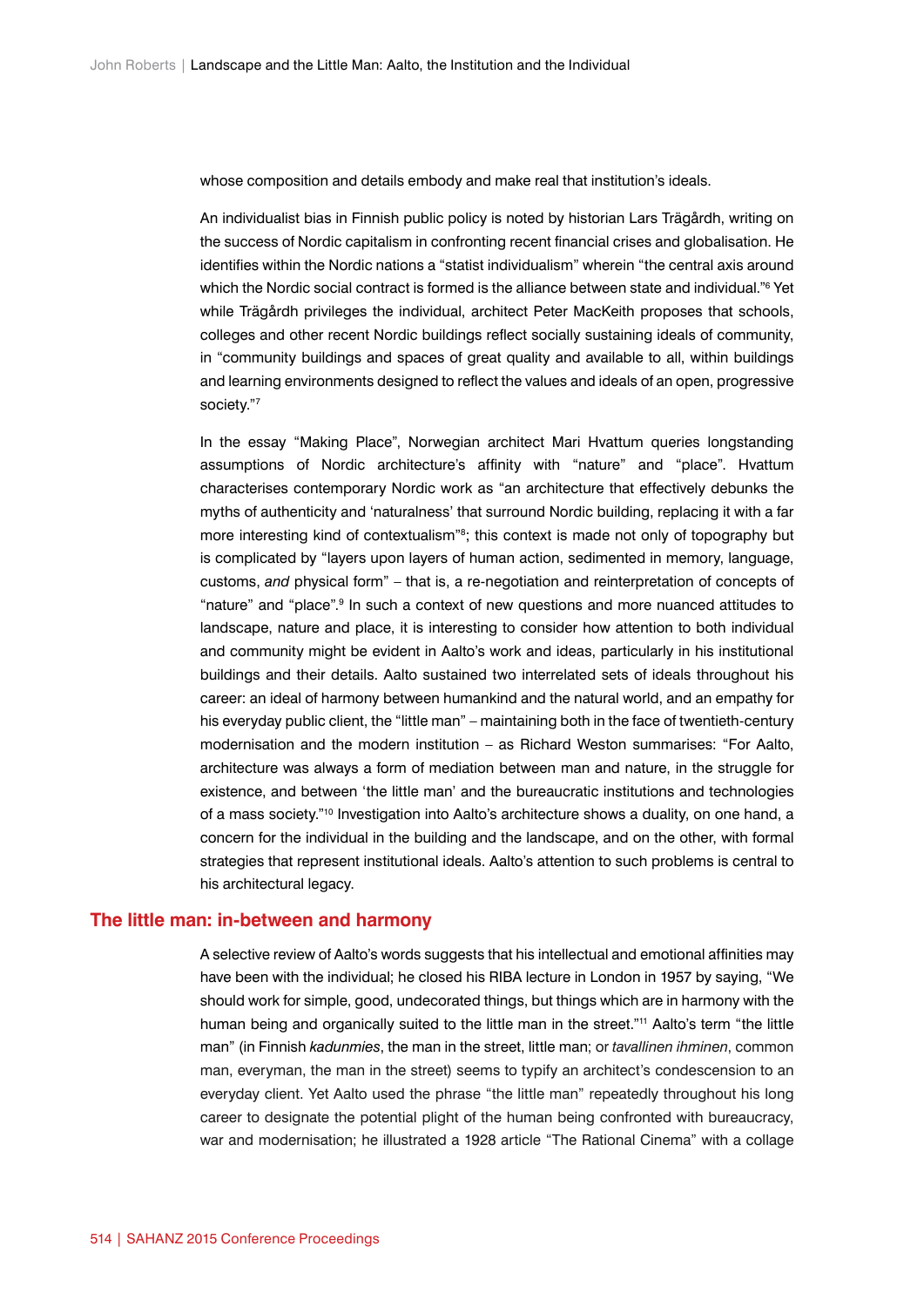whose composition and details embody and make real that institution's ideals.

An individualist bias in Finnish public policy is noted by historian Lars Trägårdh, writing on the success of Nordic capitalism in confronting recent financial crises and globalisation. He identifies within the Nordic nations a "statist individualism" wherein "the central axis around which the Nordic social contract is formed is the alliance between state and individual."[6] Yet while Trägårdh privileges the individual, architect Peter MacKeith proposes that schools, colleges and other recent Nordic buildings reflect socially sustaining ideals of community, in "community buildings and spaces of great quality and available to all, within buildings and learning environments designed to reflect the values and ideals of an open, progressive society."[7]

In the essay "Making Place", Norwegian architect Mari Hvattum queries longstanding assumptions of Nordic architecture's affinity with "nature" and "place". Hvattum characterises contemporary Nordic work as "an architecture that effectively debunks the myths of authenticity and 'naturalness' that surround Nordic building, replacing it with a far more interesting kind of contextualism"[8]; this context is made not only of topography but is complicated by "layers upon layers of human action, sedimented in memory, language, customs, *and* physical form" – that is, a re-negotiation and reinterpretation of concepts of "nature" and "place".[9] In such a context of new questions and more nuanced attitudes to landscape, nature and place, it is interesting to consider how attention to both individual and community might be evident in Aalto's work and ideas, particularly in his institutional buildings and their details. Aalto sustained two interrelated sets of ideals throughout his career: an ideal of harmony between humankind and the natural world, and an empathy for his everyday public client, the "little man" – maintaining both in the face of twentieth-century modernisation and the modern institution – as Richard Weston summarises: "For Aalto, architecture was always a form of mediation between man and nature, in the struggle for existence, and between 'the little man' and the bureaucratic institutions and technologies of a mass society."[10] Investigation into Aalto's architecture shows a duality, on one hand, a concern for the individual in the building and the landscape, and on the other, with formal strategies that represent institutional ideals. Aalto's attention to such problems is central to his architectural legacy.

## The little man: in-between and harmony

A selective review of Aalto's words suggests that his intellectual and emotional affinities may have been with the individual; he closed his RIBA lecture in London in 1957 by saying, "We should work for simple, good, undecorated things, but things which are in harmony with the human being and organically suited to the little man in the street."[11] Aalto's term "the little man" (in Finnish *kadunmies*, the man in the street, little man; or *tavallinen ihminen*, common man, everyman, the man in the street) seems to typify an architect's condescension to an everyday client. Yet Aalto used the phrase "the little man" repeatedly throughout his long career to designate the potential plight of the human being confronted with bureaucracy, war and modernisation; he illustrated a 1928 article "The Rational Cinema" with a collage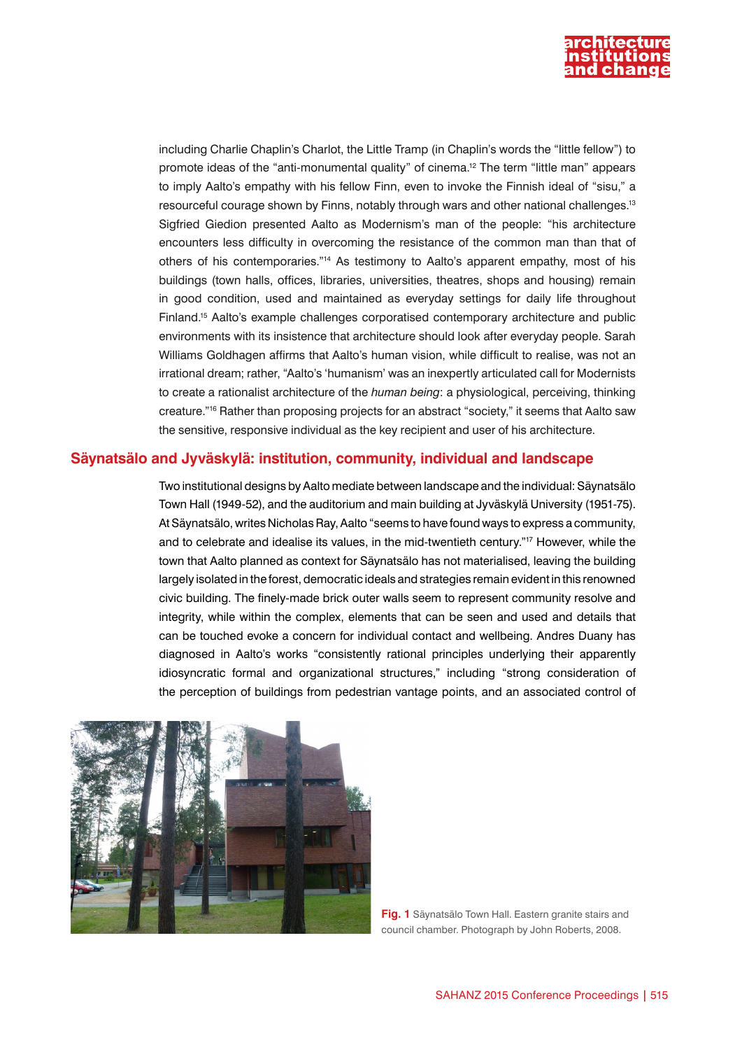including Charlie Chaplin's Charlot, the Little Tramp (in Chaplin's words the "little fellow") to promote ideas of the "anti-monumental quality" of cinema.[12] The term "little man" appears to imply Aalto's empathy with his fellow Finn, even to invoke the Finnish ideal of "sisu," a resourceful courage shown by Finns, notably through wars and other national challenges.[13] Sigfried Giedion presented Aalto as Modernism's man of the people: "his architecture encounters less difficulty in overcoming the resistance of the common man than that of others of his contemporaries."[14] As testimony to Aalto's apparent empathy, most of his buildings (town halls, offices, libraries, universities, theatres, shops and housing) remain in good condition, used and maintained as everyday settings for daily life throughout Finland.[15] Aalto's example challenges corporatised contemporary architecture and public environments with its insistence that architecture should look after everyday people. Sarah Williams Goldhagen affirms that Aalto's human vision, while difficult to realise, was not an irrational dream; rather, "Aalto's 'humanism' was an inexpertly articulated call for Modernists to create a rationalist architecture of the *human being*: a physiological, perceiving, thinking creature."[16] Rather than proposing projects for an abstract "society," it seems that Aalto saw the sensitive, responsive individual as the key recipient and user of his architecture.

## Säynatsälo and Jyväskylä: institution, community, individual and landscape

Two institutional designs by Aalto mediate between landscape and the individual: Säynatsälo Town Hall (1949-52), and the auditorium and main building at Jyväskylä University (1951-75). At Säynatsälo, writes Nicholas Ray, Aalto "seems to have found ways to express a community, and to celebrate and idealise its values, in the mid-twentieth century."[17] However, while the town that Aalto planned as context for Säynatsälo has not materialised, leaving the building largely isolated in the forest, democratic ideals and strategies remain evident in this renowned civic building. The finely-made brick outer walls seem to represent community resolve and integrity, while within the complex, elements that can be seen and used and details that can be touched evoke a concern for individual contact and wellbeing. Andres Duany has diagnosed in Aalto's works "consistently rational principles underlying their apparently idiosyncratic formal and organizational structures," including "strong consideration of the perception of buildings from pedestrian vantage points, and an associated control of

**Fig. 1** Säynatsälo Town Hall. Eastern granite stairs and council chamber. Photograph by John Roberts, 2008.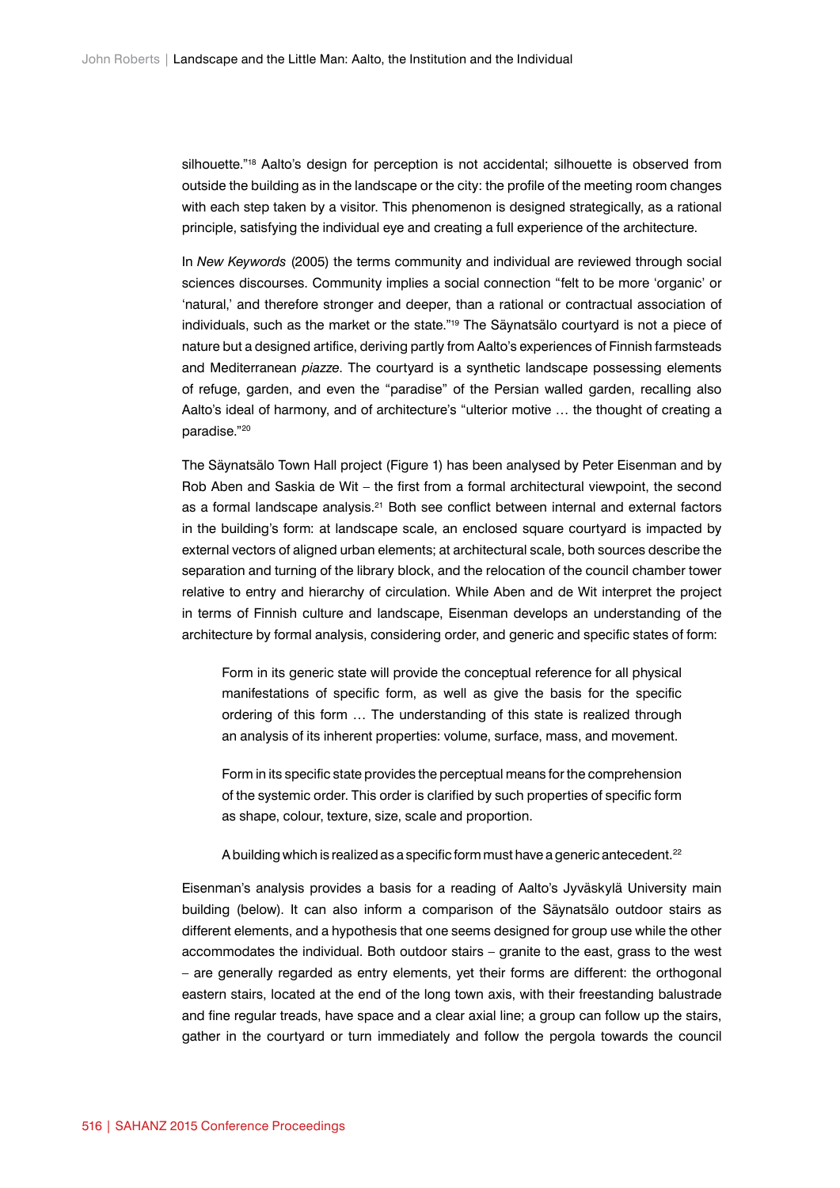silhouette."[18] Aalto's design for perception is not accidental; silhouette is observed from outside the building as in the landscape or the city: the profile of the meeting room changes with each step taken by a visitor. This phenomenon is designed strategically, as a rational principle, satisfying the individual eye and creating a full experience of the architecture.

In *New Keywords* (2005) the terms community and individual are reviewed through social sciences discourses. Community implies a social connection "felt to be more 'organic' or 'natural,' and therefore stronger and deeper, than a rational or contractual association of individuals, such as the market or the state."[19] The Säynatsälo courtyard is not a piece of nature but a designed artifice, deriving partly from Aalto's experiences of Finnish farmsteads and Mediterranean *piazze*. The courtyard is a synthetic landscape possessing elements of refuge, garden, and even the "paradise" of the Persian walled garden, recalling also Aalto's ideal of harmony, and of architecture's "ulterior motive … the thought of creating a paradise."[20]

The Säynatsälo Town Hall project (Figure 1) has been analysed by Peter Eisenman and by Rob Aben and Saskia de Wit – the first from a formal architectural viewpoint, the second as a formal landscape analysis.[21] Both see conflict between internal and external factors in the building's form: at landscape scale, an enclosed square courtyard is impacted by external vectors of aligned urban elements; at architectural scale, both sources describe the separation and turning of the library block, and the relocation of the council chamber tower relative to entry and hierarchy of circulation. While Aben and de Wit interpret the project in terms of Finnish culture and landscape, Eisenman develops an understanding of the architecture by formal analysis, considering order, and generic and specific states of form:

> Form in its generic state will provide the conceptual reference for all physical manifestations of specific form, as well as give the basis for the specific ordering of this form … The understanding of this state is realized through an analysis of its inherent properties: volume, surface, mass, and movement.
>
> Form in its specific state provides the perceptual means for the comprehension of the systemic order. This order is clarified by such properties of specific form as shape, colour, texture, size, scale and proportion.
>
> A building which is realized as a specific form must have a generic antecedent.[22]

Eisenman's analysis provides a basis for a reading of Aalto's Jyväskylä University main building (below). It can also inform a comparison of the Säynatsälo outdoor stairs as different elements, and a hypothesis that one seems designed for group use while the other accommodates the individual. Both outdoor stairs – granite to the east, grass to the west – are generally regarded as entry elements, yet their forms are different: the orthogonal eastern stairs, located at the end of the long town axis, with their freestanding balustrade and fine regular treads, have space and a clear axial line; a group can follow up the stairs, gather in the courtyard or turn immediately and follow the pergola towards the council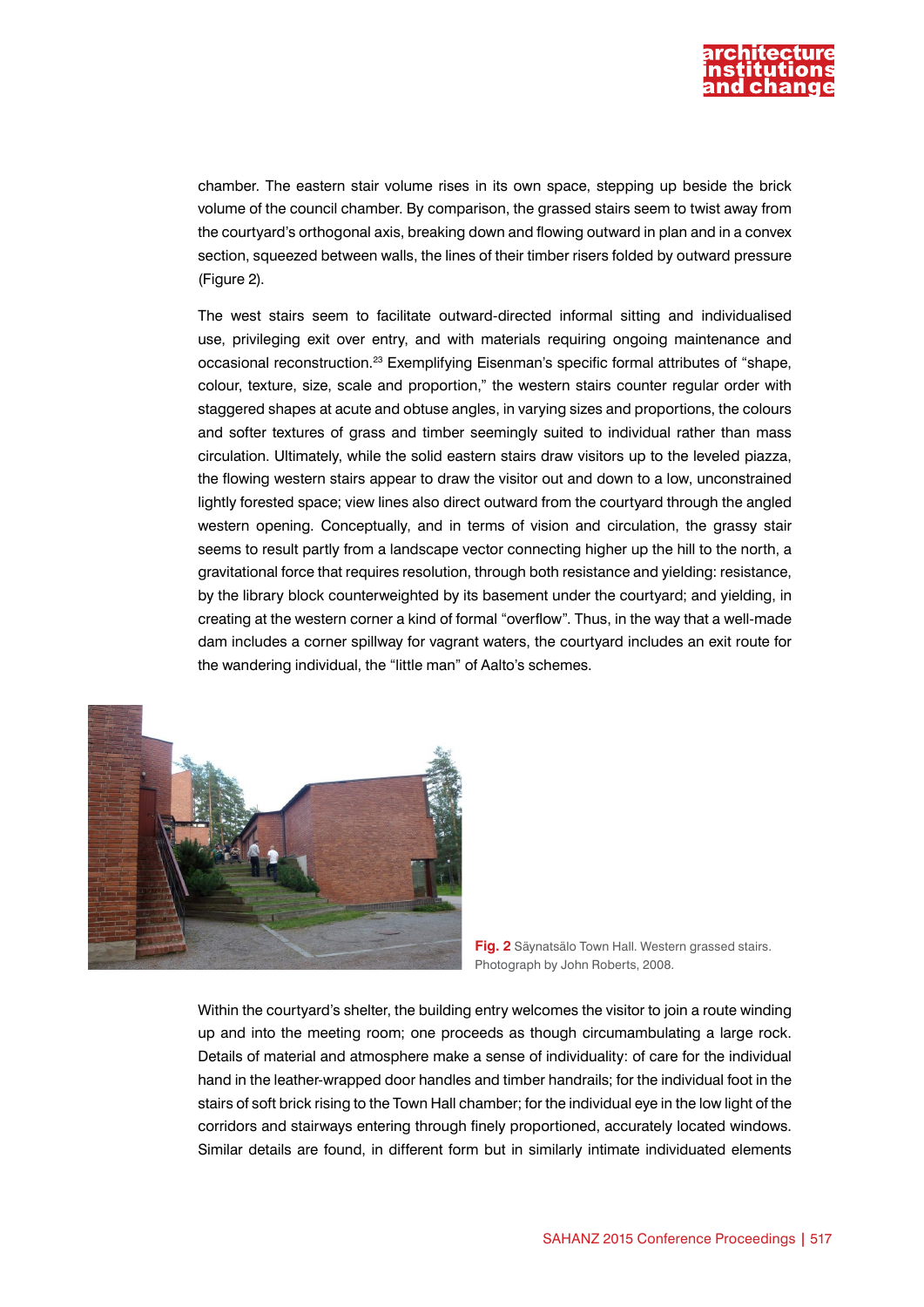chamber. The eastern stair volume rises in its own space, stepping up beside the brick volume of the council chamber. By comparison, the grassed stairs seem to twist away from the courtyard's orthogonal axis, breaking down and flowing outward in plan and in a convex section, squeezed between walls, the lines of their timber risers folded by outward pressure (Figure 2).

The west stairs seem to facilitate outward-directed informal sitting and individualised use, privileging exit over entry, and with materials requiring ongoing maintenance and occasional reconstruction.[23] Exemplifying Eisenman's specific formal attributes of "shape, colour, texture, size, scale and proportion," the western stairs counter regular order with staggered shapes at acute and obtuse angles, in varying sizes and proportions, the colours and softer textures of grass and timber seemingly suited to individual rather than mass circulation. Ultimately, while the solid eastern stairs draw visitors up to the leveled piazza, the flowing western stairs appear to draw the visitor out and down to a low, unconstrained lightly forested space; view lines also direct outward from the courtyard through the angled western opening. Conceptually, and in terms of vision and circulation, the grassy stair seems to result partly from a landscape vector connecting higher up the hill to the north, a gravitational force that requires resolution, through both resistance and yielding: resistance, by the library block counterweighted by its basement under the courtyard; and yielding, in creating at the western corner a kind of formal "overflow". Thus, in the way that a well-made dam includes a corner spillway for vagrant waters, the courtyard includes an exit route for the wandering individual, the "little man" of Aalto's schemes.

**Fig. 2** Säynatsälo Town Hall. Western grassed stairs. Photograph by John Roberts, 2008.

Within the courtyard's shelter, the building entry welcomes the visitor to join a route winding up and into the meeting room; one proceeds as though circumambulating a large rock. Details of material and atmosphere make a sense of individuality: of care for the individual hand in the leather-wrapped door handles and timber handrails; for the individual foot in the stairs of soft brick rising to the Town Hall chamber; for the individual eye in the low light of the corridors and stairways entering through finely proportioned, accurately located windows. Similar details are found, in different form but in similarly intimate individuated elements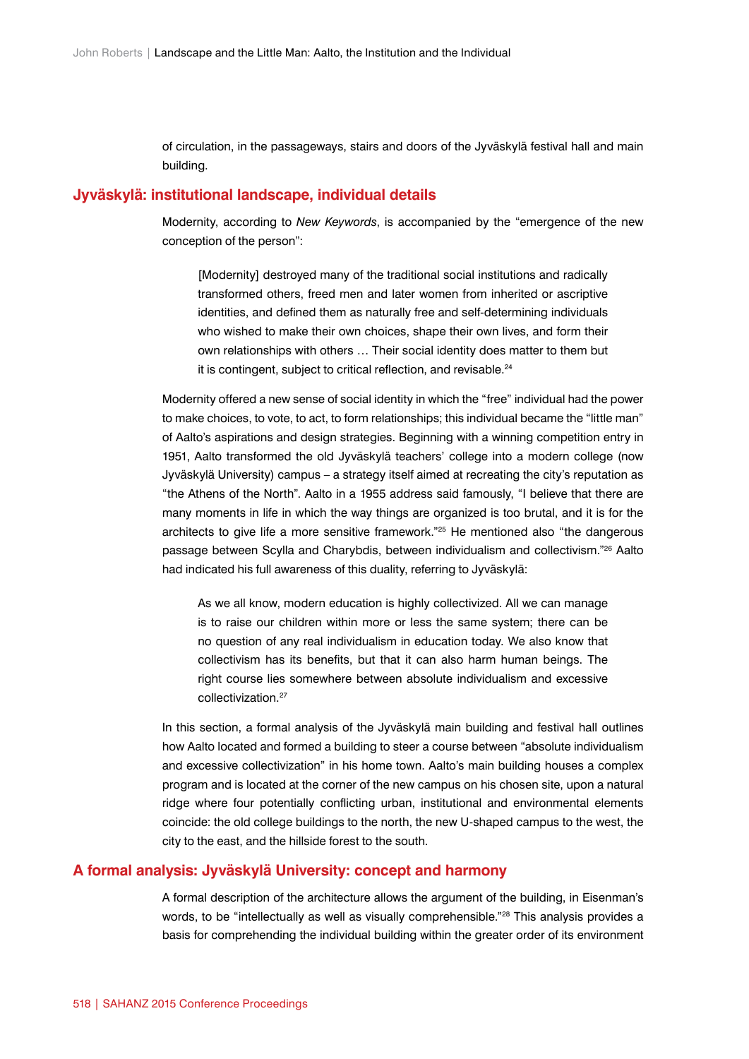of circulation, in the passageways, stairs and doors of the Jyväskylä festival hall and main building.

## Jyväskylä: institutional landscape, individual details

Modernity, according to *New Keywords*, is accompanied by the "emergence of the new conception of the person":

> [Modernity] destroyed many of the traditional social institutions and radically transformed others, freed men and later women from inherited or ascriptive identities, and defined them as naturally free and self-determining individuals who wished to make their own choices, shape their own lives, and form their own relationships with others … Their social identity does matter to them but it is contingent, subject to critical reflection, and revisable.[24]

Modernity offered a new sense of social identity in which the "free" individual had the power to make choices, to vote, to act, to form relationships; this individual became the "little man" of Aalto's aspirations and design strategies. Beginning with a winning competition entry in 1951, Aalto transformed the old Jyväskylä teachers' college into a modern college (now Jyväskylä University) campus – a strategy itself aimed at recreating the city's reputation as "the Athens of the North". Aalto in a 1955 address said famously, "I believe that there are many moments in life in which the way things are organized is too brutal, and it is for the architects to give life a more sensitive framework."[25] He mentioned also "the dangerous passage between Scylla and Charybdis, between individualism and collectivism."[26] Aalto had indicated his full awareness of this duality, referring to Jyväskylä:

> As we all know, modern education is highly collectivized. All we can manage is to raise our children within more or less the same system; there can be no question of any real individualism in education today. We also know that collectivism has its benefits, but that it can also harm human beings. The right course lies somewhere between absolute individualism and excessive collectivization.[27]

In this section, a formal analysis of the Jyväskylä main building and festival hall outlines how Aalto located and formed a building to steer a course between "absolute individualism and excessive collectivization" in his home town. Aalto's main building houses a complex program and is located at the corner of the new campus on his chosen site, upon a natural ridge where four potentially conflicting urban, institutional and environmental elements coincide: the old college buildings to the north, the new U-shaped campus to the west, the city to the east, and the hillside forest to the south.

## A formal analysis: Jyväskylä University: concept and harmony

A formal description of the architecture allows the argument of the building, in Eisenman's words, to be "intellectually as well as visually comprehensible."[28] This analysis provides a basis for comprehending the individual building within the greater order of its environment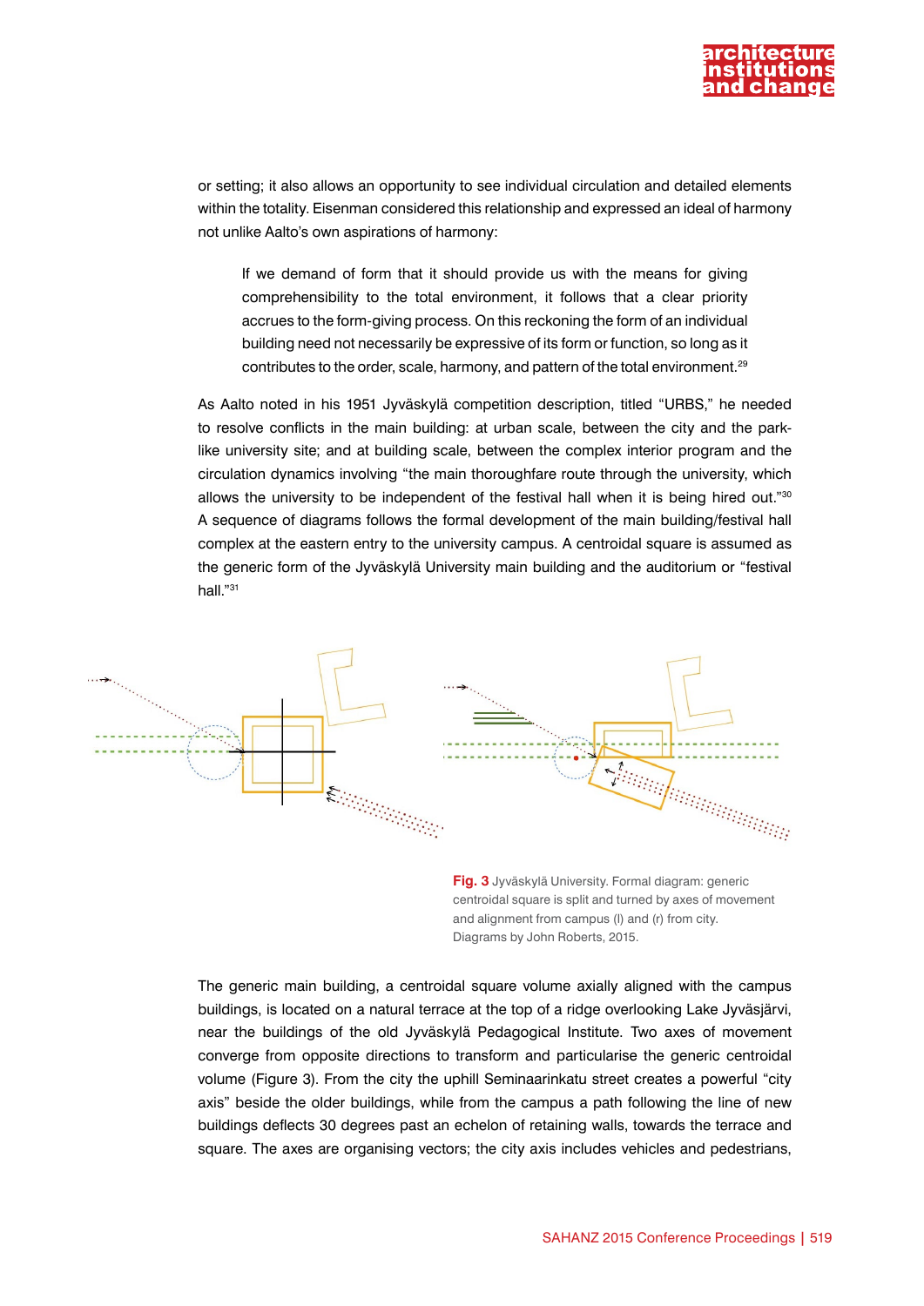or setting; it also allows an opportunity to see individual circulation and detailed elements within the totality. Eisenman considered this relationship and expressed an ideal of harmony not unlike Aalto's own aspirations of harmony:

> If we demand of form that it should provide us with the means for giving comprehensibility to the total environment, it follows that a clear priority accrues to the form-giving process. On this reckoning the form of an individual building need not necessarily be expressive of its form or function, so long as it contributes to the order, scale, harmony, and pattern of the total environment.[29]

As Aalto noted in his 1951 Jyväskylä competition description, titled "URBS," he needed to resolve conflicts in the main building: at urban scale, between the city and the park-like university site; and at building scale, between the complex interior program and the circulation dynamics involving "the main thoroughfare route through the university, which allows the university to be independent of the festival hall when it is being hired out."[30] A sequence of diagrams follows the formal development of the main building/festival hall complex at the eastern entry to the university campus. A centroidal square is assumed as the generic form of the Jyväskylä University main building and the auditorium or "festival hall."[31]

**Fig. 3** Jyväskylä University. Formal diagram: generic centroidal square is split and turned by axes of movement and alignment from campus (l) and (r) from city. Diagrams by John Roberts, 2015.

The generic main building, a centroidal square volume axially aligned with the campus buildings, is located on a natural terrace at the top of a ridge overlooking Lake Jyväsjärvi, near the buildings of the old Jyväskylä Pedagogical Institute. Two axes of movement converge from opposite directions to transform and particularise the generic centroidal volume (Figure 3). From the city the uphill Seminaarinkatu street creates a powerful "city axis" beside the older buildings, while from the campus a path following the line of new buildings deflects 30 degrees past an echelon of retaining walls, towards the terrace and square. The axes are organising vectors; the city axis includes vehicles and pedestrians,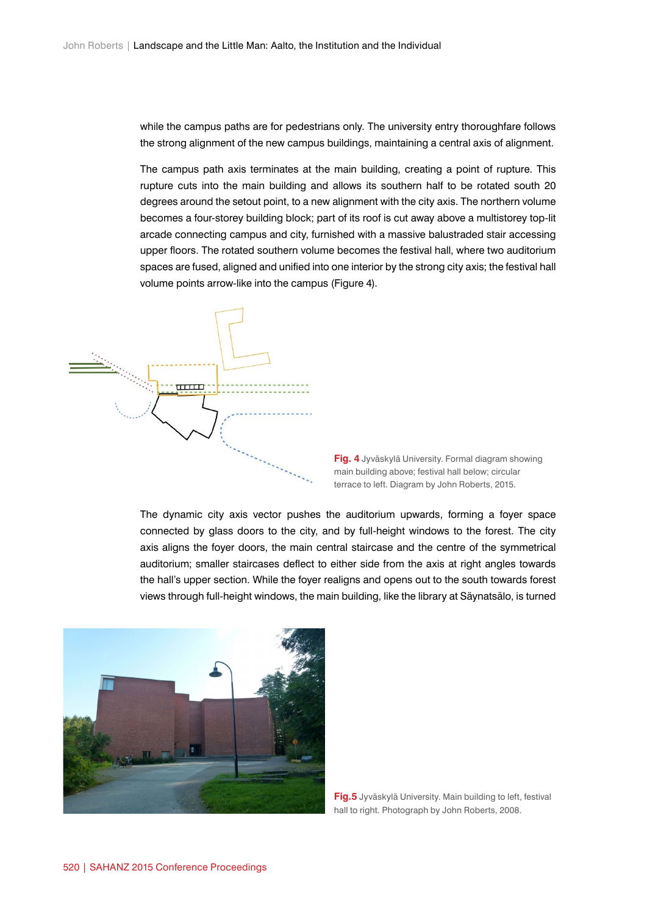while the campus paths are for pedestrians only. The university entry thoroughfare follows the strong alignment of the new campus buildings, maintaining a central axis of alignment.

The campus path axis terminates at the main building, creating a point of rupture. This rupture cuts into the main building and allows its southern half to be rotated south 20 degrees around the setout point, to a new alignment with the city axis. The northern volume becomes a four-storey building block; part of its roof is cut away above a multistorey top-lit arcade connecting campus and city, furnished with a massive balustraded stair accessing upper floors. The rotated southern volume becomes the festival hall, where two auditorium spaces are fused, aligned and unified into one interior by the strong city axis; the festival hall volume points arrow-like into the campus (Figure 4).

**Fig. 4** Jyväskylä University. Formal diagram showing main building above; festival hall below; circular terrace to left. Diagram by John Roberts, 2015.

The dynamic city axis vector pushes the auditorium upwards, forming a foyer space connected by glass doors to the city, and by full-height windows to the forest. The city axis aligns the foyer doors, the main central staircase and the centre of the symmetrical auditorium; smaller staircases deflect to either side from the axis at right angles towards the hall's upper section. While the foyer realigns and opens out to the south towards forest views through full-height windows, the main building, like the library at Säynatsälo, is turned

**Fig.5** Jyväskylä University. Main building to left, festival hall to right. Photograph by John Roberts, 2008.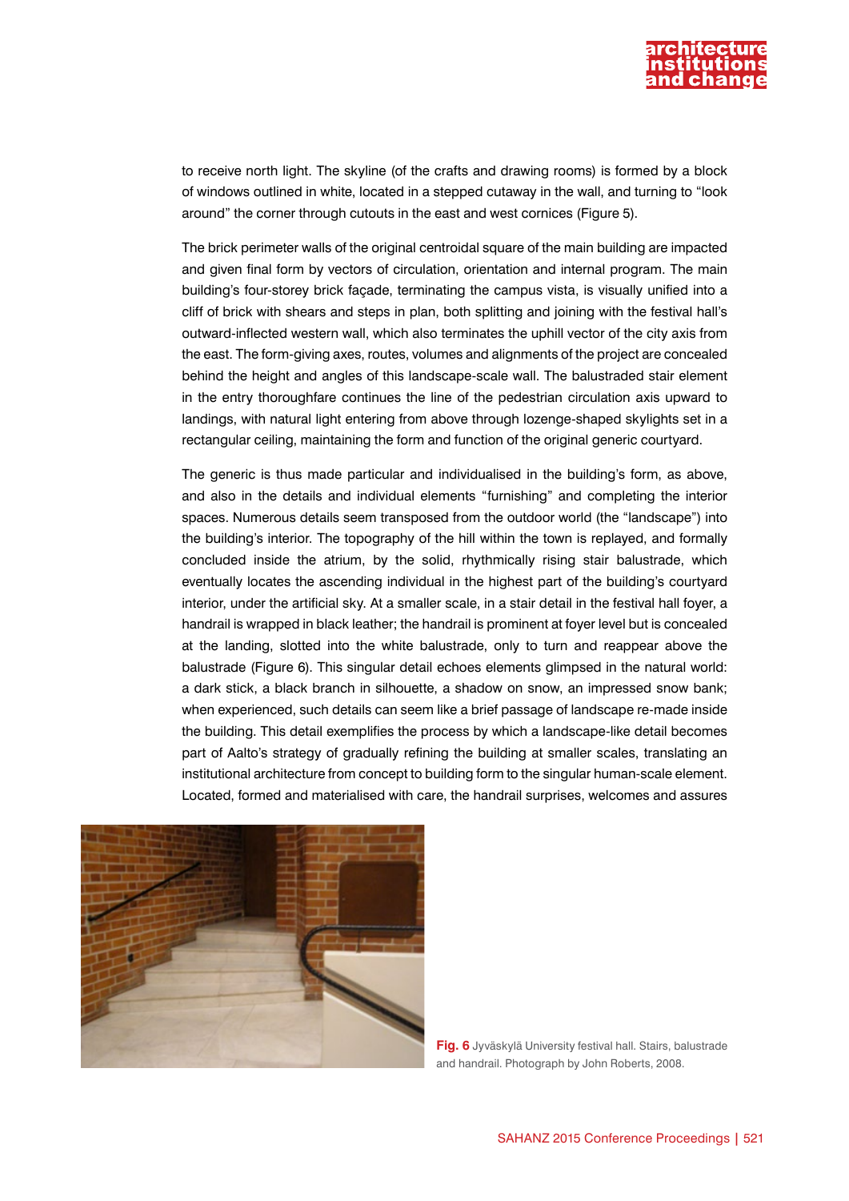to receive north light. The skyline (of the crafts and drawing rooms) is formed by a block of windows outlined in white, located in a stepped cutaway in the wall, and turning to "look around" the corner through cutouts in the east and west cornices (Figure 5).

The brick perimeter walls of the original centroidal square of the main building are impacted and given final form by vectors of circulation, orientation and internal program. The main building's four-storey brick façade, terminating the campus vista, is visually unified into a cliff of brick with shears and steps in plan, both splitting and joining with the festival hall's outward-inflected western wall, which also terminates the uphill vector of the city axis from the east. The form-giving axes, routes, volumes and alignments of the project are concealed behind the height and angles of this landscape-scale wall. The balustraded stair element in the entry thoroughfare continues the line of the pedestrian circulation axis upward to landings, with natural light entering from above through lozenge-shaped skylights set in a rectangular ceiling, maintaining the form and function of the original generic courtyard.

The generic is thus made particular and individualised in the building's form, as above, and also in the details and individual elements "furnishing" and completing the interior spaces. Numerous details seem transposed from the outdoor world (the "landscape") into the building's interior. The topography of the hill within the town is replayed, and formally concluded inside the atrium, by the solid, rhythmically rising stair balustrade, which eventually locates the ascending individual in the highest part of the building's courtyard interior, under the artificial sky. At a smaller scale, in a stair detail in the festival hall foyer, a handrail is wrapped in black leather; the handrail is prominent at foyer level but is concealed at the landing, slotted into the white balustrade, only to turn and reappear above the balustrade (Figure 6). This singular detail echoes elements glimpsed in the natural world: a dark stick, a black branch in silhouette, a shadow on snow, an impressed snow bank; when experienced, such details can seem like a brief passage of landscape re-made inside the building. This detail exemplifies the process by which a landscape-like detail becomes part of Aalto's strategy of gradually refining the building at smaller scales, translating an institutional architecture from concept to building form to the singular human-scale element. Located, formed and materialised with care, the handrail surprises, welcomes and assures

**Fig. 6** Jyväskylä University festival hall. Stairs, balustrade and handrail. Photograph by John Roberts, 2008.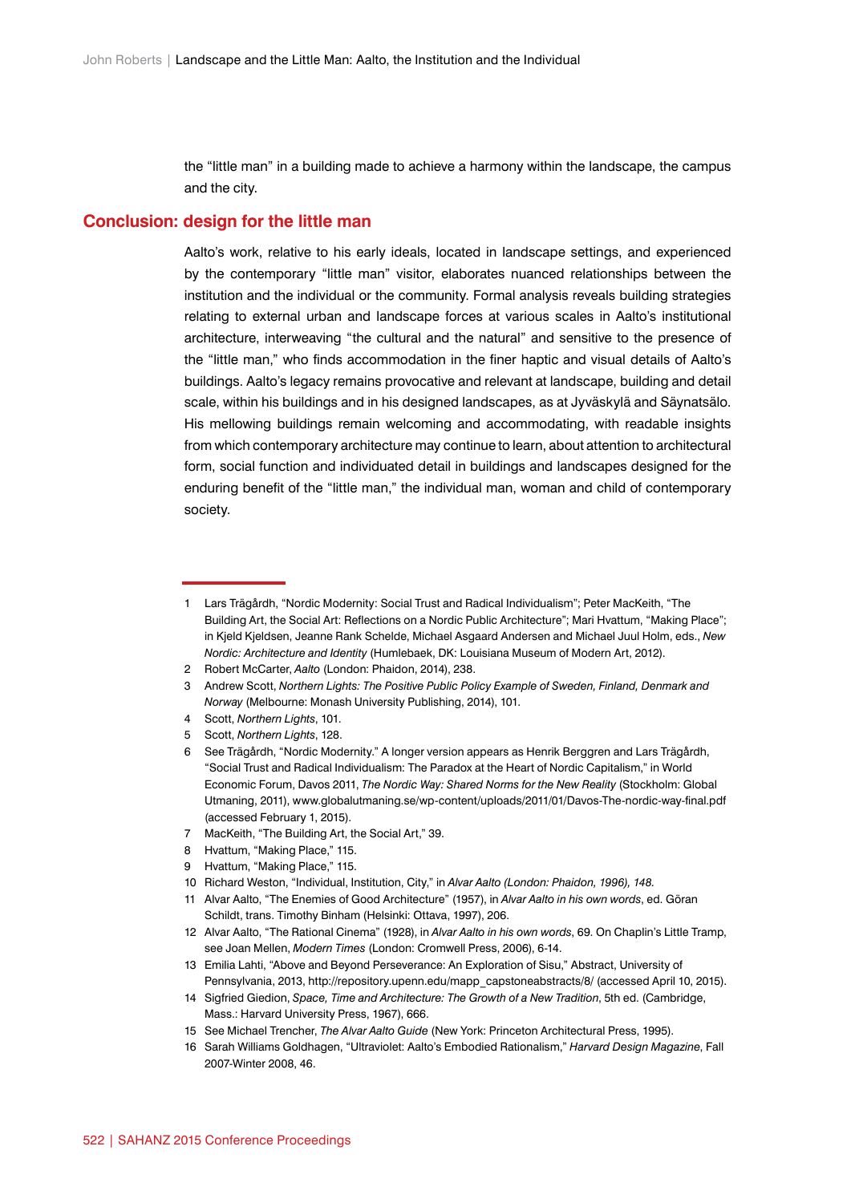the "little man" in a building made to achieve a harmony within the landscape, the campus and the city.

## Conclusion: design for the little man

Aalto's work, relative to his early ideals, located in landscape settings, and experienced by the contemporary "little man" visitor, elaborates nuanced relationships between the institution and the individual or the community. Formal analysis reveals building strategies relating to external urban and landscape forces at various scales in Aalto's institutional architecture, interweaving "the cultural and the natural" and sensitive to the presence of the "little man," who finds accommodation in the finer haptic and visual details of Aalto's buildings. Aalto's legacy remains provocative and relevant at landscape, building and detail scale, within his buildings and in his designed landscapes, as at Jyväskylä and Säynatsälo. His mellowing buildings remain welcoming and accommodating, with readable insights from which contemporary architecture may continue to learn, about attention to architectural form, social function and individuated detail in buildings and landscapes designed for the enduring benefit of the "little man," the individual man, woman and child of contemporary society.

---

1. Lars Trägårdh, "Nordic Modernity: Social Trust and Radical Individualism"; Peter MacKeith, "The Building Art, the Social Art: Reflections on a Nordic Public Architecture"; Mari Hvattum, "Making Place"; in Kjeld Kjeldsen, Jeanne Rank Schelde, Michael Asgaard Andersen and Michael Juul Holm, eds., *New Nordic: Architecture and Identity* (Humlebaek, DK: Louisiana Museum of Modern Art, 2012).
2. Robert McCarter, *Aalto* (London: Phaidon, 2014), 238.
3. Andrew Scott, *Northern Lights: The Positive Public Policy Example of Sweden, Finland, Denmark and Norway* (Melbourne: Monash University Publishing, 2014), 101.
4. Scott, *Northern Lights*, 101.
5. Scott, *Northern Lights*, 128.
6. See Trägårdh, "Nordic Modernity." A longer version appears as Henrik Berggren and Lars Trägårdh, "Social Trust and Radical Individualism: The Paradox at the Heart of Nordic Capitalism," in World Economic Forum, Davos 2011, *The Nordic Way: Shared Norms for the New Reality* (Stockholm: Global Utmaning, 2011), www.globalutmaning.se/wp-content/uploads/2011/01/Davos-The-nordic-way-final.pdf (accessed February 1, 2015).
7. MacKeith, "The Building Art, the Social Art," 39.
8. Hvattum, "Making Place," 115.
9. Hvattum, "Making Place," 115.
10. Richard Weston, "Individual, Institution, City," in *Alvar Aalto (London: Phaidon, 1996), 148.*
11. Alvar Aalto, "The Enemies of Good Architecture" (1957), in *Alvar Aalto in his own words*, ed. Göran Schildt, trans. Timothy Binham (Helsinki: Ottava, 1997), 206.
12. Alvar Aalto, "The Rational Cinema" (1928), in *Alvar Aalto in his own words*, 69. On Chaplin's Little Tramp, see Joan Mellen, *Modern Times* (London: Cromwell Press, 2006), 6-14.
13. Emilia Lahti, "Above and Beyond Perseverance: An Exploration of Sisu," Abstract, University of Pennsylvania, 2013, http://repository.upenn.edu/mapp_capstoneabstracts/8/ (accessed April 10, 2015).
14. Sigfried Giedion, *Space, Time and Architecture: The Growth of a New Tradition*, 5th ed. (Cambridge, Mass.: Harvard University Press, 1967), 666.
15. See Michael Trencher, *The Alvar Aalto Guide* (New York: Princeton Architectural Press, 1995).
16. Sarah Williams Goldhagen, "Ultraviolet: Aalto's Embodied Rationalism," *Harvard Design Magazine*, Fall 2007-Winter 2008, 46.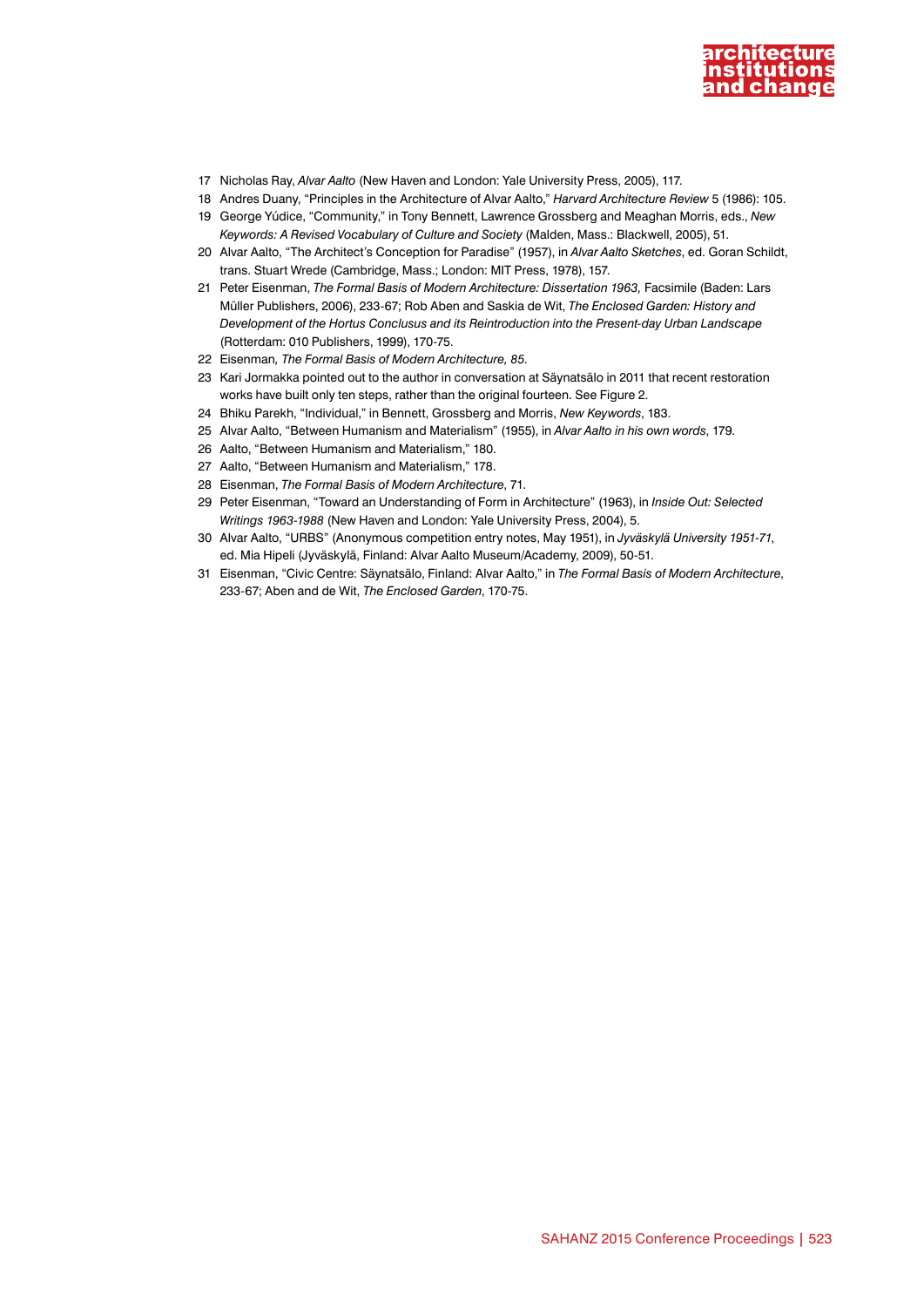17 Nicholas Ray, *Alvar Aalto* (New Haven and London: Yale University Press, 2005), 117.

18 Andres Duany, "Principles in the Architecture of Alvar Aalto," *Harvard Architecture Review* 5 (1986): 105.

19 George Yúdice, "Community," in Tony Bennett, Lawrence Grossberg and Meaghan Morris, eds., *New Keywords: A Revised Vocabulary of Culture and Society* (Malden, Mass.: Blackwell, 2005), 51.

20 Alvar Aalto, "The Architect's Conception for Paradise" (1957), in *Alvar Aalto Sketches*, ed. Goran Schildt, trans. Stuart Wrede (Cambridge, Mass.; London: MIT Press, 1978), 157.

21 Peter Eisenman, *The Formal Basis of Modern Architecture: Dissertation 1963,* Facsimile (Baden: Lars Müller Publishers, 2006), 233-67; Rob Aben and Saskia de Wit, *The Enclosed Garden: History and Development of the Hortus Conclusus and its Reintroduction into the Present-day Urban Landscape* (Rotterdam: 010 Publishers, 1999), 170-75.

22 Eisenman*, The Formal Basis of Modern Architecture, 85.*

23 Kari Jormakka pointed out to the author in conversation at Säynatsälo in 2011 that recent restoration works have built only ten steps, rather than the original fourteen. See Figure 2.

24 Bhiku Parekh, "Individual," in Bennett, Grossberg and Morris, *New Keywords*, 183.

25 Alvar Aalto, "Between Humanism and Materialism" (1955), in *Alvar Aalto in his own words*, 179.

26 Aalto, "Between Humanism and Materialism," 180.

27 Aalto, "Between Humanism and Materialism," 178.

28 Eisenman, *The Formal Basis of Modern Architecture*, 71.

29 Peter Eisenman, "Toward an Understanding of Form in Architecture" (1963), in *Inside Out: Selected Writings 1963-1988* (New Haven and London: Yale University Press, 2004), 5.

30 Alvar Aalto, "URBS" (Anonymous competition entry notes, May 1951), in *Jyväskylä University 1951-71*, ed. Mia Hipeli (Jyväskylä, Finland: Alvar Aalto Museum/Academy, 2009), 50-51.

31 Eisenman, "Civic Centre: Säynatsälo, Finland: Alvar Aalto," in *The Formal Basis of Modern Architecture*, 233-67; Aben and de Wit, *The Enclosed Garden*, 170-75.